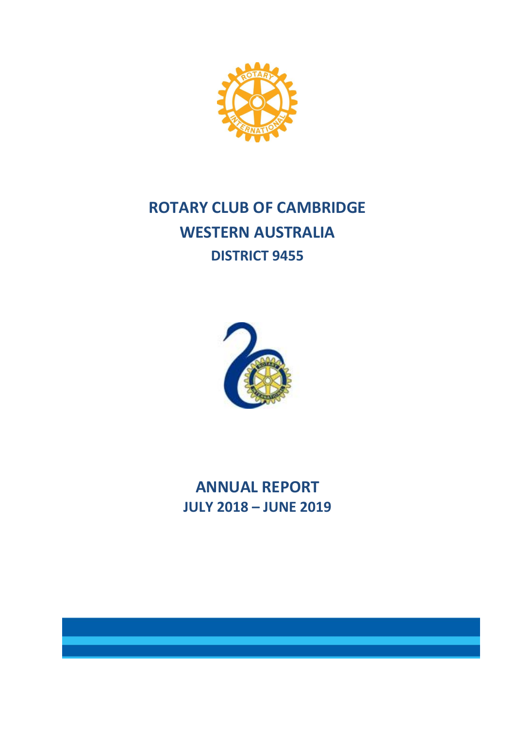# ROTARY CLUB OF CAMBRIDGE
# WESTERN AUSTRALIA
## DISTRICT 9455

# ANNUAL REPORT
## JULY 2018 – JUNE 2019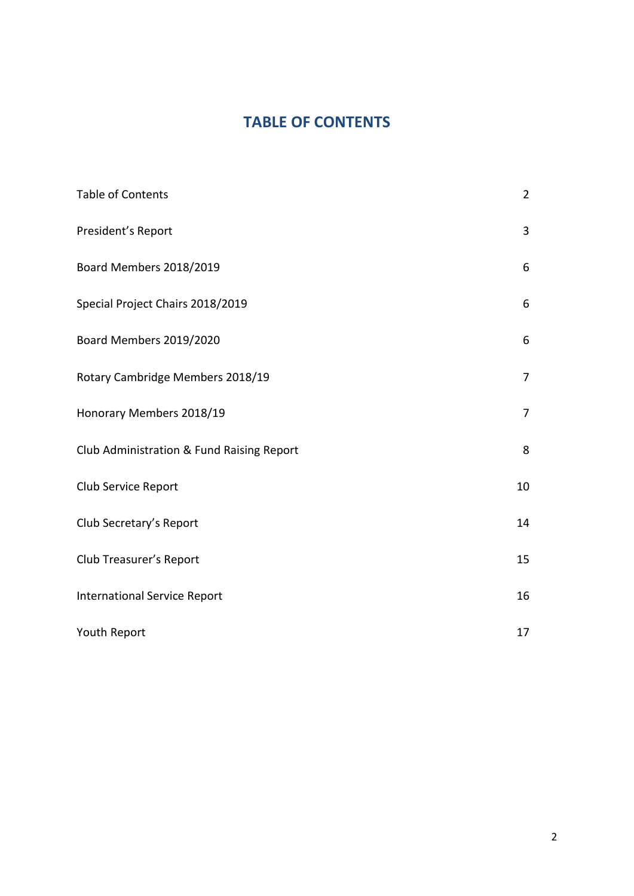# TABLE OF CONTENTS

| | |
|---|---|
| Table of Contents | 2 |
| President's Report | 3 |
| Board Members 2018/2019 | 6 |
| Special Project Chairs 2018/2019 | 6 |
| Board Members 2019/2020 | 6 |
| Rotary Cambridge Members 2018/19 | 7 |
| Honorary Members 2018/19 | 7 |
| Club Administration & Fund Raising Report | 8 |
| Club Service Report | 10 |
| Club Secretary's Report | 14 |
| Club Treasurer's Report | 15 |
| International Service Report | 16 |
| Youth Report | 17 |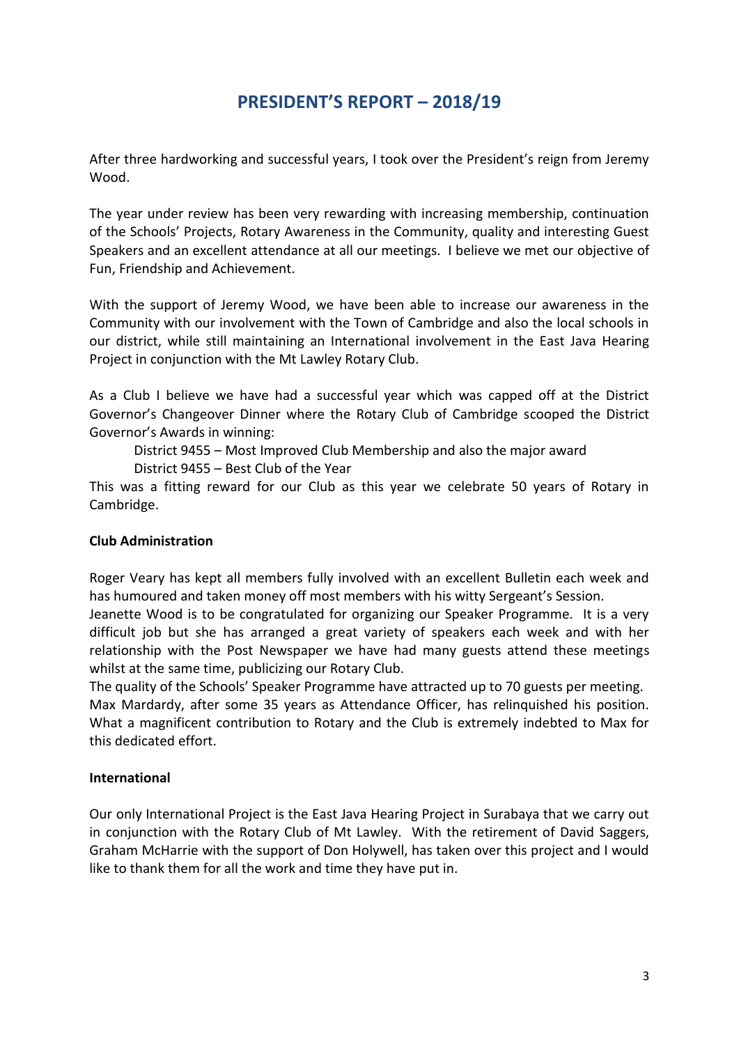# PRESIDENT'S REPORT – 2018/19

After three hardworking and successful years, I took over the President's reign from Jeremy Wood.

The year under review has been very rewarding with increasing membership, continuation of the Schools' Projects, Rotary Awareness in the Community, quality and interesting Guest Speakers and an excellent attendance at all our meetings. I believe we met our objective of Fun, Friendship and Achievement.

With the support of Jeremy Wood, we have been able to increase our awareness in the Community with our involvement with the Town of Cambridge and also the local schools in our district, while still maintaining an International involvement in the East Java Hearing Project in conjunction with the Mt Lawley Rotary Club.

As a Club I believe we have had a successful year which was capped off at the District Governor's Changeover Dinner where the Rotary Club of Cambridge scooped the District Governor's Awards in winning:

District 9455 – Most Improved Club Membership and also the major award
District 9455 – Best Club of the Year

This was a fitting reward for our Club as this year we celebrate 50 years of Rotary in Cambridge.

**Club Administration**

Roger Veary has kept all members fully involved with an excellent Bulletin each week and has humoured and taken money off most members with his witty Sergeant's Session.
Jeanette Wood is to be congratulated for organizing our Speaker Programme. It is a very difficult job but she has arranged a great variety of speakers each week and with her relationship with the Post Newspaper we have had many guests attend these meetings whilst at the same time, publicizing our Rotary Club.
The quality of the Schools' Speaker Programme have attracted up to 70 guests per meeting.
Max Mardardy, after some 35 years as Attendance Officer, has relinquished his position. What a magnificent contribution to Rotary and the Club is extremely indebted to Max for this dedicated effort.

**International**

Our only International Project is the East Java Hearing Project in Surabaya that we carry out in conjunction with the Rotary Club of Mt Lawley. With the retirement of David Saggers, Graham McHarrie with the support of Don Holywell, has taken over this project and I would like to thank them for all the work and time they have put in.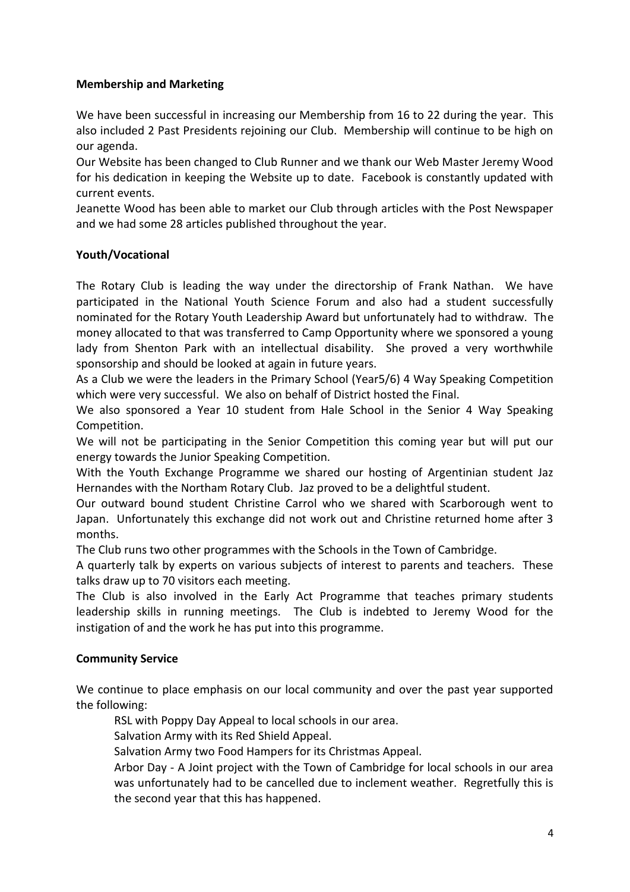**Membership and Marketing**

We have been successful in increasing our Membership from 16 to 22 during the year. This also included 2 Past Presidents rejoining our Club. Membership will continue to be high on our agenda.

Our Website has been changed to Club Runner and we thank our Web Master Jeremy Wood for his dedication in keeping the Website up to date. Facebook is constantly updated with current events.

Jeanette Wood has been able to market our Club through articles with the Post Newspaper and we had some 28 articles published throughout the year.

**Youth/Vocational**

The Rotary Club is leading the way under the directorship of Frank Nathan. We have participated in the National Youth Science Forum and also had a student successfully nominated for the Rotary Youth Leadership Award but unfortunately had to withdraw. The money allocated to that was transferred to Camp Opportunity where we sponsored a young lady from Shenton Park with an intellectual disability. She proved a very worthwhile sponsorship and should be looked at again in future years.

As a Club we were the leaders in the Primary School (Year5/6) 4 Way Speaking Competition which were very successful. We also on behalf of District hosted the Final.

We also sponsored a Year 10 student from Hale School in the Senior 4 Way Speaking Competition.

We will not be participating in the Senior Competition this coming year but will put our energy towards the Junior Speaking Competition.

With the Youth Exchange Programme we shared our hosting of Argentinian student Jaz Hernandes with the Northam Rotary Club. Jaz proved to be a delightful student.

Our outward bound student Christine Carrol who we shared with Scarborough went to Japan. Unfortunately this exchange did not work out and Christine returned home after 3 months.

The Club runs two other programmes with the Schools in the Town of Cambridge.

A quarterly talk by experts on various subjects of interest to parents and teachers. These talks draw up to 70 visitors each meeting.

The Club is also involved in the Early Act Programme that teaches primary students leadership skills in running meetings. The Club is indebted to Jeremy Wood for the instigation of and the work he has put into this programme.

**Community Service**

We continue to place emphasis on our local community and over the past year supported the following:

RSL with Poppy Day Appeal to local schools in our area.

Salvation Army with its Red Shield Appeal.

Salvation Army two Food Hampers for its Christmas Appeal.

Arbor Day - A Joint project with the Town of Cambridge for local schools in our area was unfortunately had to be cancelled due to inclement weather. Regretfully this is the second year that this has happened.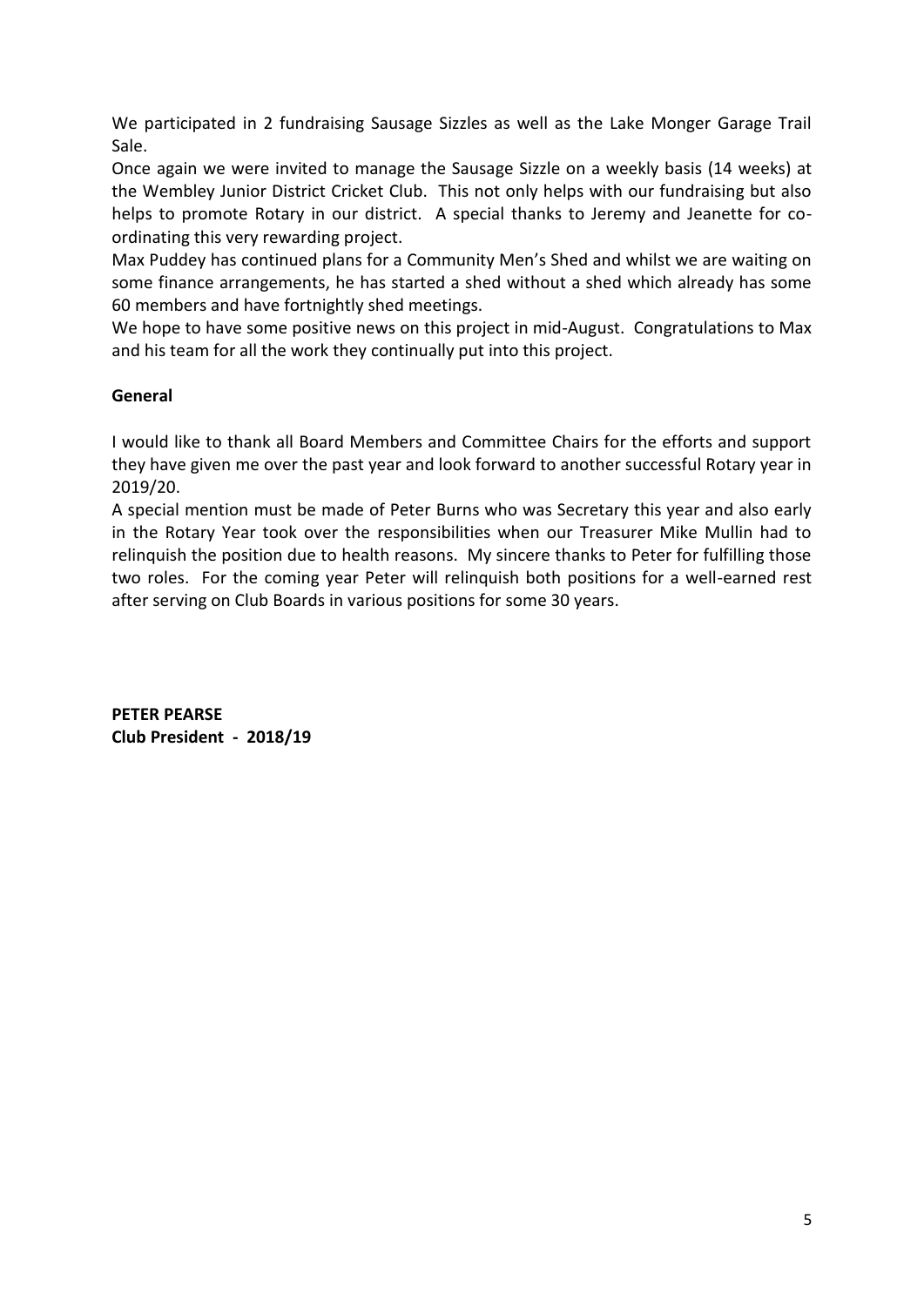We participated in 2 fundraising Sausage Sizzles as well as the Lake Monger Garage Trail Sale.

Once again we were invited to manage the Sausage Sizzle on a weekly basis (14 weeks) at the Wembley Junior District Cricket Club. This not only helps with our fundraising but also helps to promote Rotary in our district. A special thanks to Jeremy and Jeanette for co-ordinating this very rewarding project.

Max Puddey has continued plans for a Community Men's Shed and whilst we are waiting on some finance arrangements, he has started a shed without a shed which already has some 60 members and have fortnightly shed meetings.

We hope to have some positive news on this project in mid-August. Congratulations to Max and his team for all the work they continually put into this project.

**General**

I would like to thank all Board Members and Committee Chairs for the efforts and support they have given me over the past year and look forward to another successful Rotary year in 2019/20.

A special mention must be made of Peter Burns who was Secretary this year and also early in the Rotary Year took over the responsibilities when our Treasurer Mike Mullin had to relinquish the position due to health reasons. My sincere thanks to Peter for fulfilling those two roles. For the coming year Peter will relinquish both positions for a well-earned rest after serving on Club Boards in various positions for some 30 years.

**PETER PEARSE**
**Club President - 2018/19**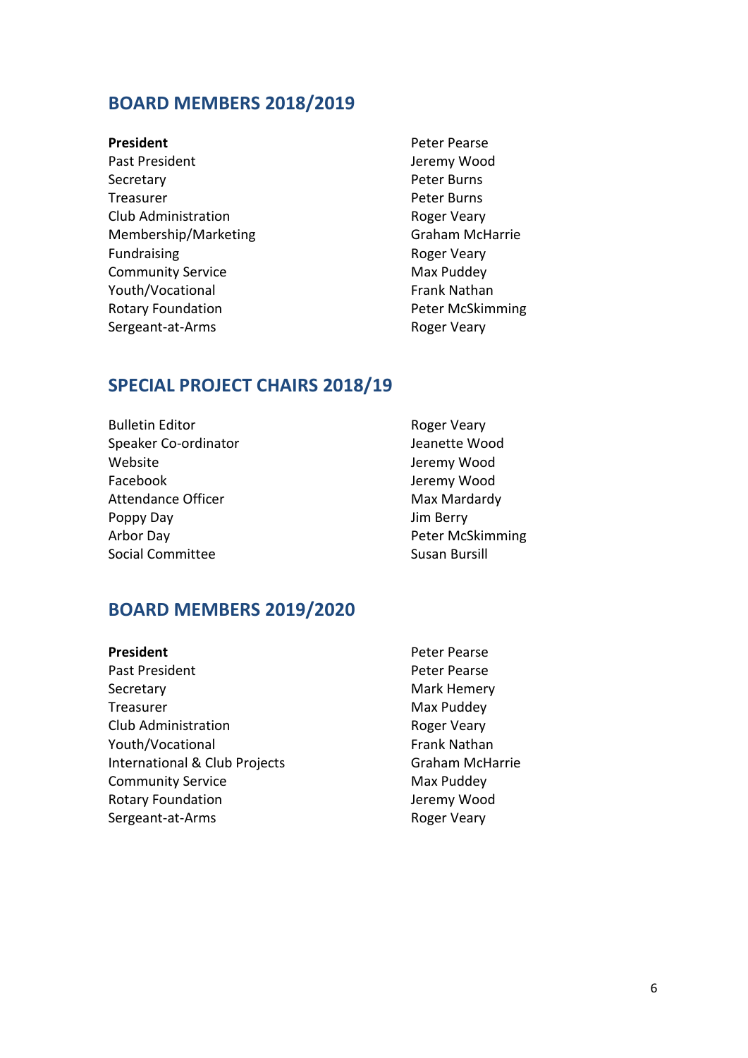## BOARD MEMBERS 2018/2019

| | |
|---|---|
| **President** | Peter Pearse |
| Past President | Jeremy Wood |
| Secretary | Peter Burns |
| Treasurer | Peter Burns |
| Club Administration | Roger Veary |
| Membership/Marketing | Graham McHarrie |
| Fundraising | Roger Veary |
| Community Service | Max Puddey |
| Youth/Vocational | Frank Nathan |
| Rotary Foundation | Peter McSkimming |
| Sergeant-at-Arms | Roger Veary |

## SPECIAL PROJECT CHAIRS 2018/19

| | |
|---|---|
| Bulletin Editor | Roger Veary |
| Speaker Co-ordinator | Jeanette Wood |
| Website | Jeremy Wood |
| Facebook | Jeremy Wood |
| Attendance Officer | Max Mardardy |
| Poppy Day | Jim Berry |
| Arbor Day | Peter McSkimming |
| Social Committee | Susan Bursill |

## BOARD MEMBERS 2019/2020

| | |
|---|---|
| **President** | Peter Pearse |
| Past President | Peter Pearse |
| Secretary | Mark Hemery |
| Treasurer | Max Puddey |
| Club Administration | Roger Veary |
| Youth/Vocational | Frank Nathan |
| International & Club Projects | Graham McHarrie |
| Community Service | Max Puddey |
| Rotary Foundation | Jeremy Wood |
| Sergeant-at-Arms | Roger Veary |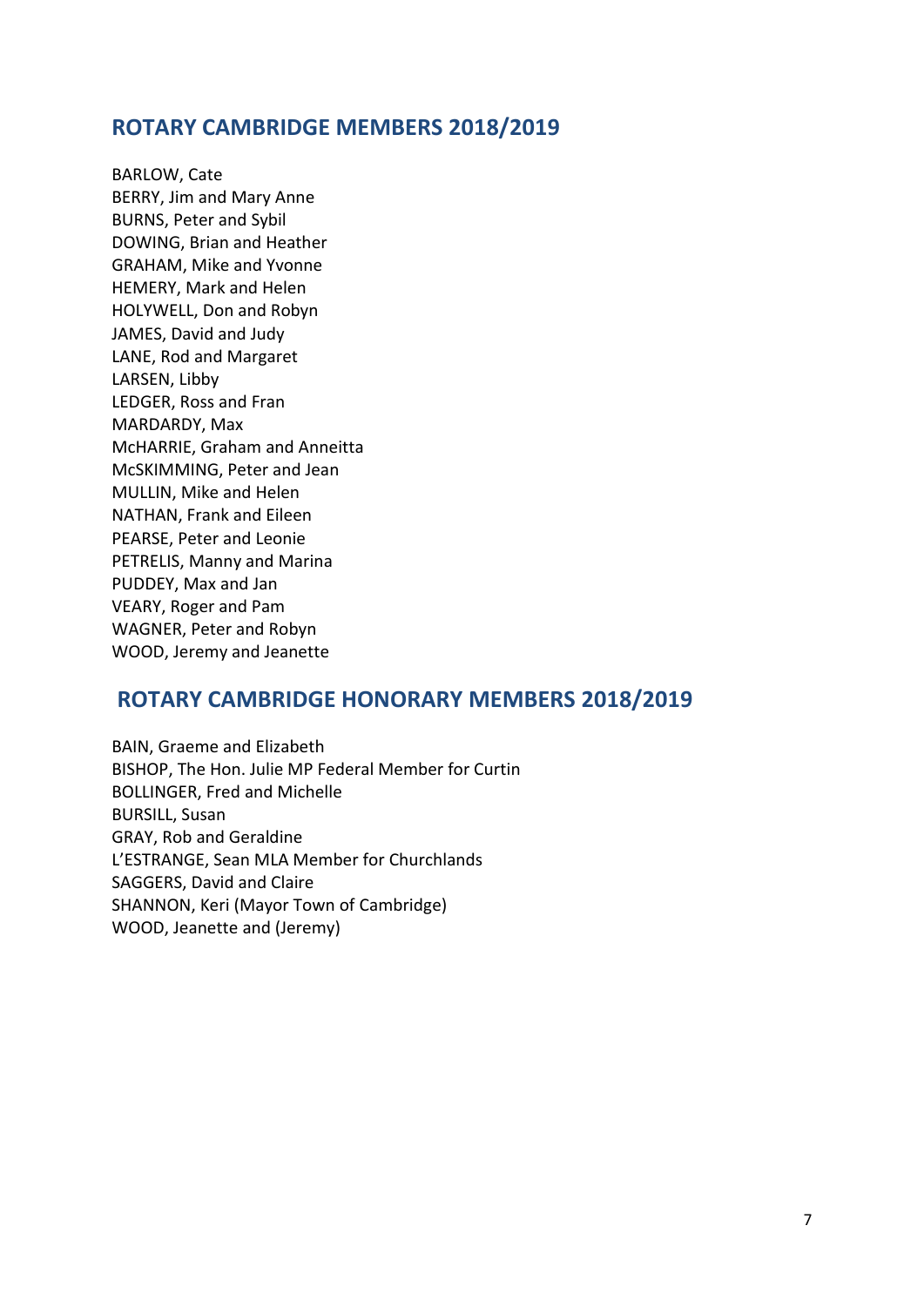## ROTARY CAMBRIDGE MEMBERS 2018/2019

BARLOW, Cate
BERRY, Jim and Mary Anne
BURNS, Peter and Sybil
DOWING, Brian and Heather
GRAHAM, Mike and Yvonne
HEMERY, Mark and Helen
HOLYWELL, Don and Robyn
JAMES, David and Judy
LANE, Rod and Margaret
LARSEN, Libby
LEDGER, Ross and Fran
MARDARDY, Max
McHARRIE, Graham and Anneitta
McSKIMMING, Peter and Jean
MULLIN, Mike and Helen
NATHAN, Frank and Eileen
PEARSE, Peter and Leonie
PETRELIS, Manny and Marina
PUDDEY, Max and Jan
VEARY, Roger and Pam
WAGNER, Peter and Robyn
WOOD, Jeremy and Jeanette

## ROTARY CAMBRIDGE HONORARY MEMBERS 2018/2019

BAIN, Graeme and Elizabeth
BISHOP, The Hon. Julie MP Federal Member for Curtin
BOLLINGER, Fred and Michelle
BURSILL, Susan
GRAY, Rob and Geraldine
L'ESTRANGE, Sean MLA Member for Churchlands
SAGGERS, David and Claire
SHANNON, Keri (Mayor Town of Cambridge)
WOOD, Jeanette and (Jeremy)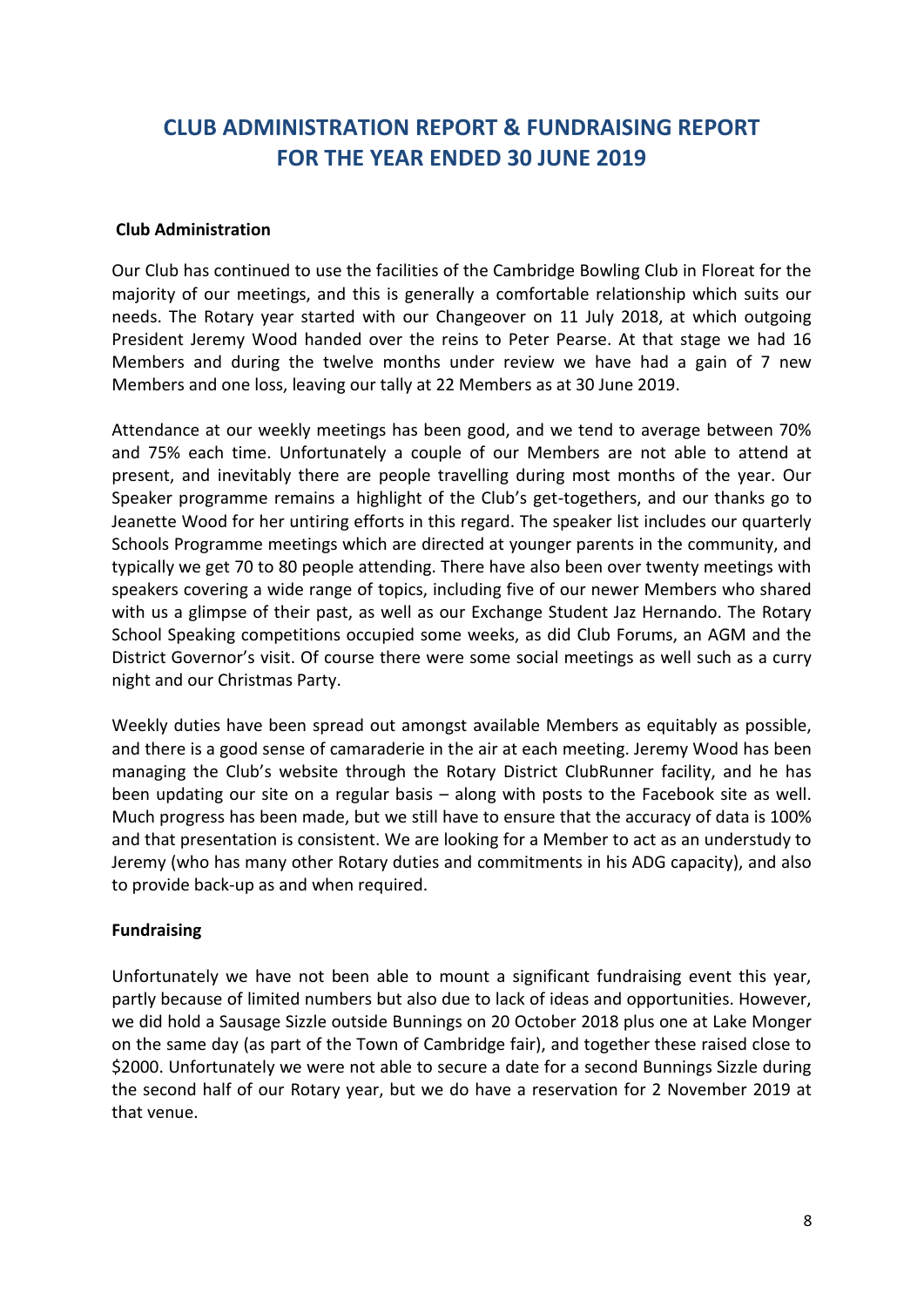# CLUB ADMINISTRATION REPORT & FUNDRAISING REPORT FOR THE YEAR ENDED 30 JUNE 2019

**Club Administration**

Our Club has continued to use the facilities of the Cambridge Bowling Club in Floreat for the majority of our meetings, and this is generally a comfortable relationship which suits our needs. The Rotary year started with our Changeover on 11 July 2018, at which outgoing President Jeremy Wood handed over the reins to Peter Pearse. At that stage we had 16 Members and during the twelve months under review we have had a gain of 7 new Members and one loss, leaving our tally at 22 Members as at 30 June 2019.

Attendance at our weekly meetings has been good, and we tend to average between 70% and 75% each time. Unfortunately a couple of our Members are not able to attend at present, and inevitably there are people travelling during most months of the year. Our Speaker programme remains a highlight of the Club's get-togethers, and our thanks go to Jeanette Wood for her untiring efforts in this regard. The speaker list includes our quarterly Schools Programme meetings which are directed at younger parents in the community, and typically we get 70 to 80 people attending. There have also been over twenty meetings with speakers covering a wide range of topics, including five of our newer Members who shared with us a glimpse of their past, as well as our Exchange Student Jaz Hernando. The Rotary School Speaking competitions occupied some weeks, as did Club Forums, an AGM and the District Governor's visit. Of course there were some social meetings as well such as a curry night and our Christmas Party.

Weekly duties have been spread out amongst available Members as equitably as possible, and there is a good sense of camaraderie in the air at each meeting. Jeremy Wood has been managing the Club's website through the Rotary District ClubRunner facility, and he has been updating our site on a regular basis – along with posts to the Facebook site as well. Much progress has been made, but we still have to ensure that the accuracy of data is 100% and that presentation is consistent. We are looking for a Member to act as an understudy to Jeremy (who has many other Rotary duties and commitments in his ADG capacity), and also to provide back-up as and when required.

**Fundraising**

Unfortunately we have not been able to mount a significant fundraising event this year, partly because of limited numbers but also due to lack of ideas and opportunities. However, we did hold a Sausage Sizzle outside Bunnings on 20 October 2018 plus one at Lake Monger on the same day (as part of the Town of Cambridge fair), and together these raised close to $2000. Unfortunately we were not able to secure a date for a second Bunnings Sizzle during the second half of our Rotary year, but we do have a reservation for 2 November 2019 at that venue.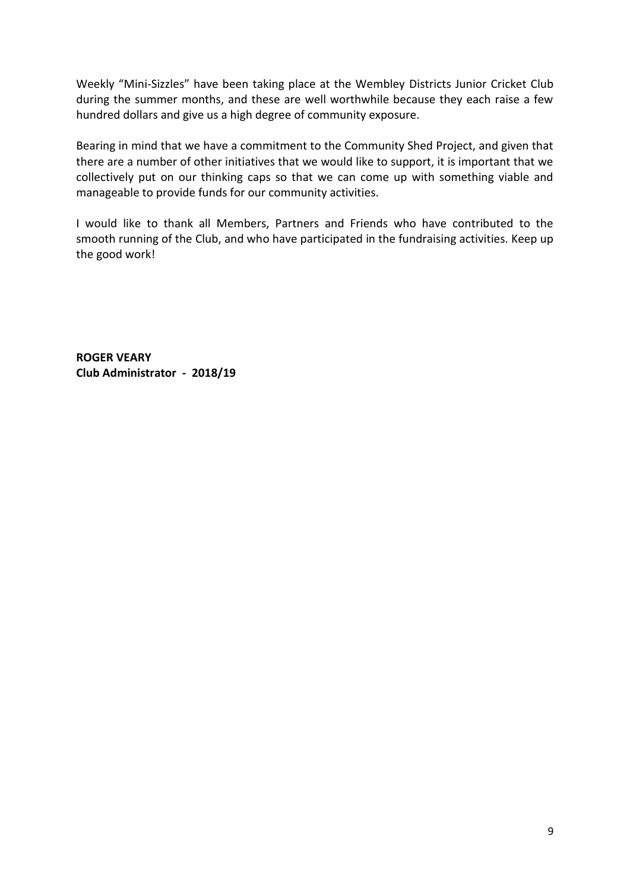Weekly "Mini-Sizzles" have been taking place at the Wembley Districts Junior Cricket Club during the summer months, and these are well worthwhile because they each raise a few hundred dollars and give us a high degree of community exposure.

Bearing in mind that we have a commitment to the Community Shed Project, and given that there are a number of other initiatives that we would like to support, it is important that we collectively put on our thinking caps so that we can come up with something viable and manageable to provide funds for our community activities.

I would like to thank all Members, Partners and Friends who have contributed to the smooth running of the Club, and who have participated in the fundraising activities. Keep up the good work!

**ROGER VEARY**
**Club Administrator - 2018/19**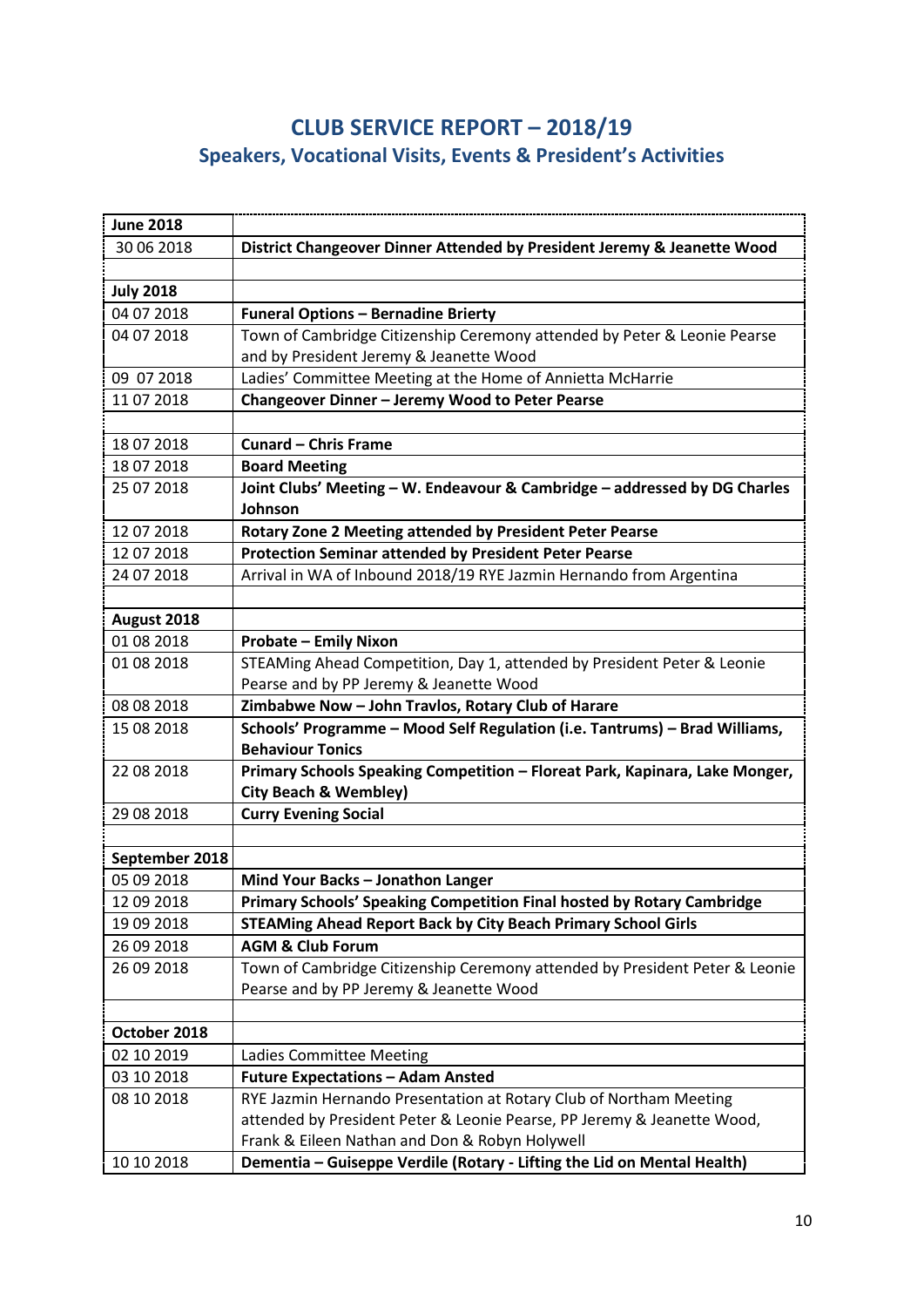# CLUB SERVICE REPORT – 2018/19

## Speakers, Vocational Visits, Events & President's Activities

| **June 2018** | |
|---|---|
| 30 06 2018 | **District Changeover Dinner Attended by President Jeremy & Jeanette Wood** |
| | |
| **July 2018** | |
| 04 07 2018 | **Funeral Options – Bernadine Brierty** |
| 04 07 2018 | Town of Cambridge Citizenship Ceremony attended by Peter & Leonie Pearse and by President Jeremy & Jeanette Wood |
| 09 07 2018 | Ladies' Committee Meeting at the Home of Annietta McHarrie |
| 11 07 2018 | **Changeover Dinner – Jeremy Wood to Peter Pearse** |
| | |
| 18 07 2018 | **Cunard – Chris Frame** |
| 18 07 2018 | **Board Meeting** |
| 25 07 2018 | **Joint Clubs' Meeting – W. Endeavour & Cambridge – addressed by DG Charles Johnson** |
| 12 07 2018 | **Rotary Zone 2 Meeting attended by President Peter Pearse** |
| 12 07 2018 | **Protection Seminar attended by President Peter Pearse** |
| 24 07 2018 | Arrival in WA of Inbound 2018/19 RYE Jazmin Hernando from Argentina |
| | |
| **August 2018** | |
| 01 08 2018 | **Probate – Emily Nixon** |
| 01 08 2018 | STEAMing Ahead Competition, Day 1, attended by President Peter & Leonie Pearse and by PP Jeremy & Jeanette Wood |
| 08 08 2018 | **Zimbabwe Now – John Travlos, Rotary Club of Harare** |
| 15 08 2018 | **Schools' Programme – Mood Self Regulation (i.e. Tantrums) – Brad Williams, Behaviour Tonics** |
| 22 08 2018 | **Primary Schools Speaking Competition – Floreat Park, Kapinara, Lake Monger, City Beach & Wembley)** |
| 29 08 2018 | **Curry Evening Social** |
| | |
| **September 2018** | |
| 05 09 2018 | **Mind Your Backs – Jonathon Langer** |
| 12 09 2018 | **Primary Schools' Speaking Competition Final hosted by Rotary Cambridge** |
| 19 09 2018 | **STEAMing Ahead Report Back by City Beach Primary School Girls** |
| 26 09 2018 | **AGM & Club Forum** |
| 26 09 2018 | Town of Cambridge Citizenship Ceremony attended by President Peter & Leonie Pearse and by PP Jeremy & Jeanette Wood |
| | |
| **October 2018** | |
| 02 10 2019 | Ladies Committee Meeting |
| 03 10 2018 | **Future Expectations – Adam Ansted** |
| 08 10 2018 | RYE Jazmin Hernando Presentation at Rotary Club of Northam Meeting attended by President Peter & Leonie Pearse, PP Jeremy & Jeanette Wood, Frank & Eileen Nathan and Don & Robyn Holywell |
| 10 10 2018 | **Dementia – Guiseppe Verdile (Rotary - Lifting the Lid on Mental Health)** |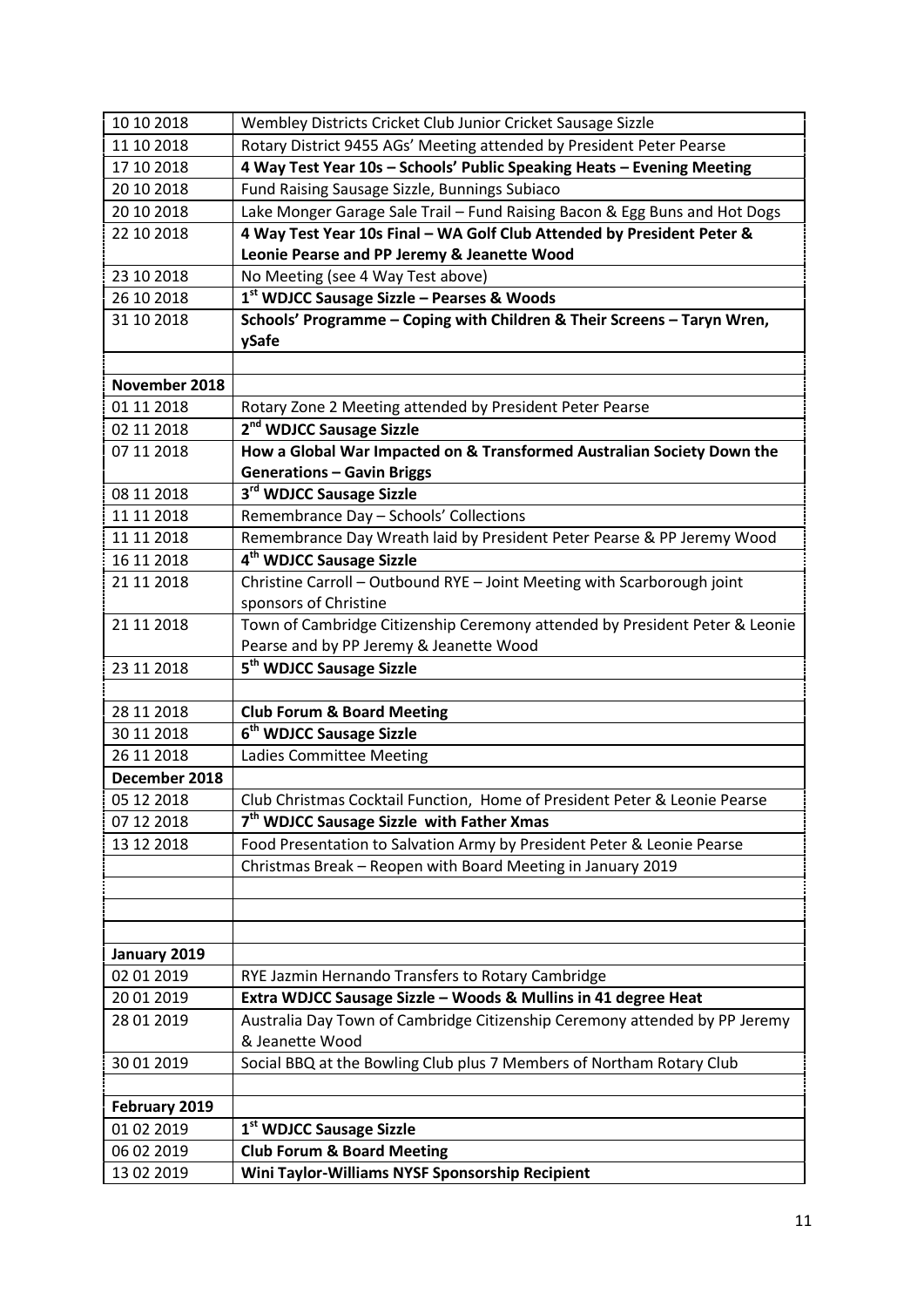| | |
|---|---|
| 10 10 2018 | Wembley Districts Cricket Club Junior Cricket Sausage Sizzle |
| 11 10 2018 | Rotary District 9455 AGs' Meeting attended by President Peter Pearse |
| 17 10 2018 | **4 Way Test Year 10s – Schools' Public Speaking Heats – Evening Meeting** |
| 20 10 2018 | Fund Raising Sausage Sizzle, Bunnings Subiaco |
| 20 10 2018 | Lake Monger Garage Sale Trail – Fund Raising Bacon & Egg Buns and Hot Dogs |
| 22 10 2018 | **4 Way Test Year 10s Final – WA Golf Club Attended by President Peter & Leonie Pearse and PP Jeremy & Jeanette Wood** |
| 23 10 2018 | No Meeting (see 4 Way Test above) |
| 26 10 2018 | **1st WDJCC Sausage Sizzle – Pearses & Woods** |
| 31 10 2018 | **Schools' Programme – Coping with Children & Their Screens – Taryn Wren, ySafe** |
| | |
| **November 2018** | |
| 01 11 2018 | Rotary Zone 2 Meeting attended by President Peter Pearse |
| 02 11 2018 | **2nd WDJCC Sausage Sizzle** |
| 07 11 2018 | **How a Global War Impacted on & Transformed Australian Society Down the Generations – Gavin Briggs** |
| 08 11 2018 | **3rd WDJCC Sausage Sizzle** |
| 11 11 2018 | Remembrance Day – Schools' Collections |
| 11 11 2018 | Remembrance Day Wreath laid by President Peter Pearse & PP Jeremy Wood |
| 16 11 2018 | **4th WDJCC Sausage Sizzle** |
| 21 11 2018 | Christine Carroll – Outbound RYE – Joint Meeting with Scarborough joint sponsors of Christine |
| 21 11 2018 | Town of Cambridge Citizenship Ceremony attended by President Peter & Leonie Pearse and by PP Jeremy & Jeanette Wood |
| 23 11 2018 | **5th WDJCC Sausage Sizzle** |
| | |
| 28 11 2018 | **Club Forum & Board Meeting** |
| 30 11 2018 | **6th WDJCC Sausage Sizzle** |
| 26 11 2018 | Ladies Committee Meeting |
| **December 2018** | |
| 05 12 2018 | Club Christmas Cocktail Function, Home of President Peter & Leonie Pearse |
| 07 12 2018 | **7th WDJCC Sausage Sizzle with Father Xmas** |
| 13 12 2018 | Food Presentation to Salvation Army by President Peter & Leonie Pearse |
| | Christmas Break – Reopen with Board Meeting in January 2019 |
| | |
| | |
| | |
| **January 2019** | |
| 02 01 2019 | RYE Jazmin Hernando Transfers to Rotary Cambridge |
| 20 01 2019 | **Extra WDJCC Sausage Sizzle – Woods & Mullins in 41 degree Heat** |
| 28 01 2019 | Australia Day Town of Cambridge Citizenship Ceremony attended by PP Jeremy & Jeanette Wood |
| 30 01 2019 | Social BBQ at the Bowling Club plus 7 Members of Northam Rotary Club |
| | |
| **February 2019** | |
| 01 02 2019 | **1st WDJCC Sausage Sizzle** |
| 06 02 2019 | **Club Forum & Board Meeting** |
| 13 02 2019 | **Wini Taylor-Williams NYSF Sponsorship Recipient** |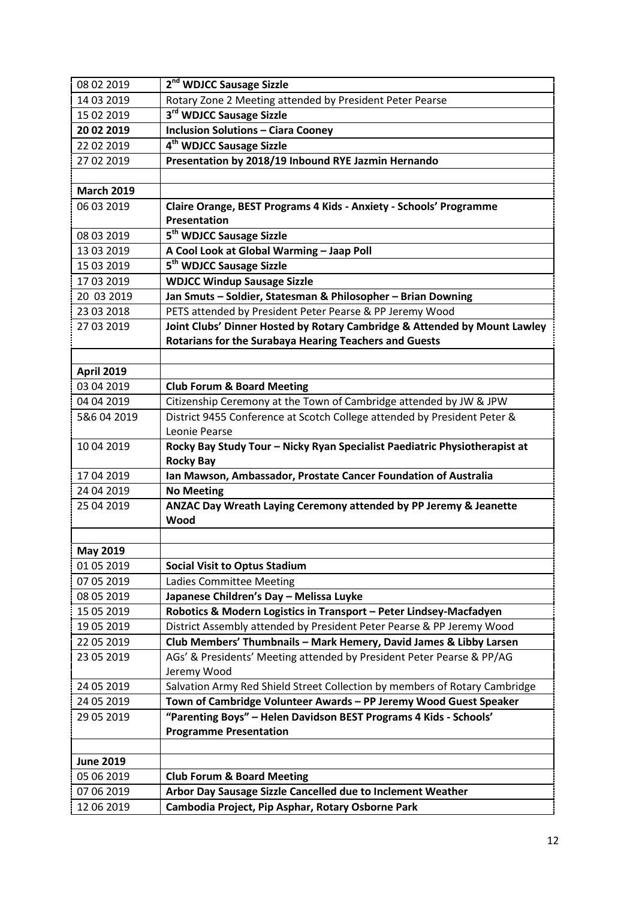| | |
|---|---|
| 08 02 2019 | **2nd WDJCC Sausage Sizzle** |
| 14 03 2019 | Rotary Zone 2 Meeting attended by President Peter Pearse |
| 15 02 2019 | **3rd WDJCC Sausage Sizzle** |
| **20 02 2019** | **Inclusion Solutions – Ciara Cooney** |
| 22 02 2019 | **4th WDJCC Sausage Sizzle** |
| 27 02 2019 | **Presentation by 2018/19 Inbound RYE Jazmin Hernando** |
| | |
| **March 2019** | |
| 06 03 2019 | **Claire Orange, BEST Programs 4 Kids - Anxiety - Schools' Programme Presentation** |
| 08 03 2019 | **5th WDJCC Sausage Sizzle** |
| 13 03 2019 | **A Cool Look at Global Warming – Jaap Poll** |
| 15 03 2019 | **5th WDJCC Sausage Sizzle** |
| 17 03 2019 | **WDJCC Windup Sausage Sizzle** |
| 20 03 2019 | **Jan Smuts – Soldier, Statesman & Philosopher – Brian Downing** |
| 23 03 2018 | PETS attended by President Peter Pearse & PP Jeremy Wood |
| 27 03 2019 | **Joint Clubs' Dinner Hosted by Rotary Cambridge & Attended by Mount Lawley Rotarians for the Surabaya Hearing Teachers and Guests** |
| | |
| **April 2019** | |
| 03 04 2019 | **Club Forum & Board Meeting** |
| 04 04 2019 | Citizenship Ceremony at the Town of Cambridge attended by JW & JPW |
| 5&6 04 2019 | District 9455 Conference at Scotch College attended by President Peter & Leonie Pearse |
| 10 04 2019 | **Rocky Bay Study Tour – Nicky Ryan Specialist Paediatric Physiotherapist at Rocky Bay** |
| 17 04 2019 | **Ian Mawson, Ambassador, Prostate Cancer Foundation of Australia** |
| 24 04 2019 | **No Meeting** |
| 25 04 2019 | **ANZAC Day Wreath Laying Ceremony attended by PP Jeremy & Jeanette Wood** |
| | |
| **May 2019** | |
| 01 05 2019 | **Social Visit to Optus Stadium** |
| 07 05 2019 | Ladies Committee Meeting |
| 08 05 2019 | **Japanese Children's Day – Melissa Luyke** |
| 15 05 2019 | **Robotics & Modern Logistics in Transport – Peter Lindsey-Macfadyen** |
| 19 05 2019 | District Assembly attended by President Peter Pearse & PP Jeremy Wood |
| 22 05 2019 | **Club Members' Thumbnails – Mark Hemery, David James & Libby Larsen** |
| 23 05 2019 | AGs' & Presidents' Meeting attended by President Peter Pearse & PP/AG Jeremy Wood |
| 24 05 2019 | Salvation Army Red Shield Street Collection by members of Rotary Cambridge |
| 24 05 2019 | **Town of Cambridge Volunteer Awards – PP Jeremy Wood Guest Speaker** |
| 29 05 2019 | **"Parenting Boys" – Helen Davidson BEST Programs 4 Kids - Schools' Programme Presentation** |
| | |
| **June 2019** | |
| 05 06 2019 | **Club Forum & Board Meeting** |
| 07 06 2019 | **Arbor Day Sausage Sizzle Cancelled due to Inclement Weather** |
| 12 06 2019 | **Cambodia Project, Pip Asphar, Rotary Osborne Park** |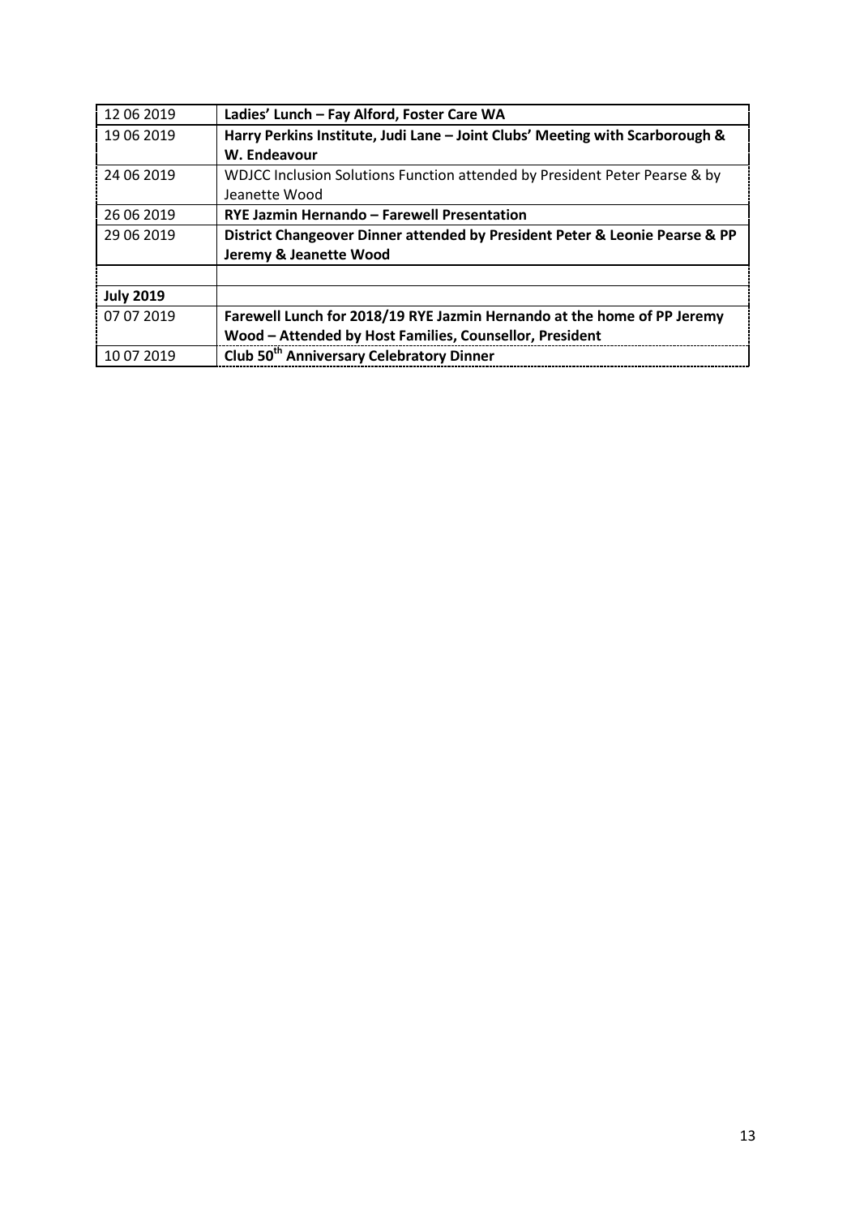| | |
|---|---|
| 12 06 2019 | **Ladies' Lunch – Fay Alford, Foster Care WA** |
| 19 06 2019 | **Harry Perkins Institute, Judi Lane – Joint Clubs' Meeting with Scarborough & W. Endeavour** |
| 24 06 2019 | WDJCC Inclusion Solutions Function attended by President Peter Pearse & by Jeanette Wood |
| 26 06 2019 | **RYE Jazmin Hernando – Farewell Presentation** |
| 29 06 2019 | **District Changeover Dinner attended by President Peter & Leonie Pearse & PP Jeremy & Jeanette Wood** |
| | |
| **July 2019** | |
| 07 07 2019 | **Farewell Lunch for 2018/19 RYE Jazmin Hernando at the home of PP Jeremy Wood – Attended by Host Families, Counsellor, President** |
| 10 07 2019 | **Club 50th Anniversary Celebratory Dinner** |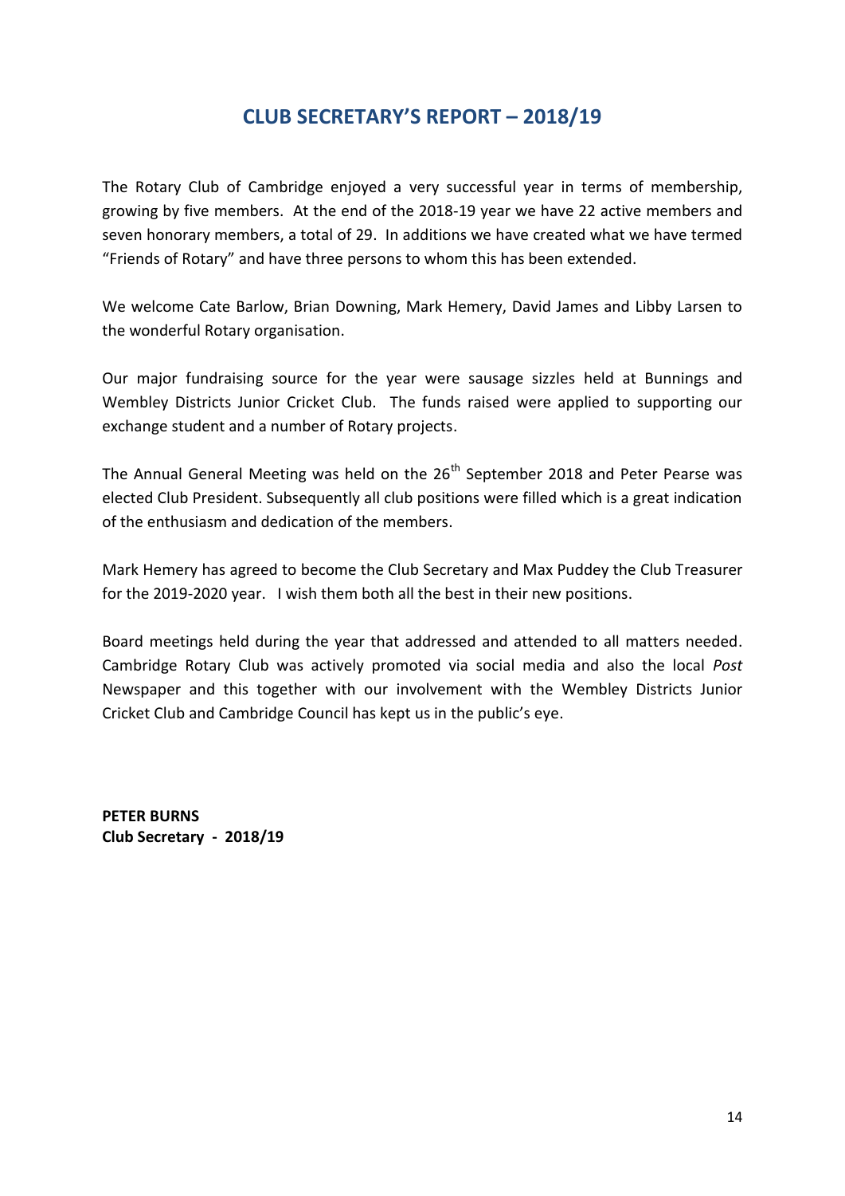# CLUB SECRETARY'S REPORT – 2018/19

The Rotary Club of Cambridge enjoyed a very successful year in terms of membership, growing by five members. At the end of the 2018-19 year we have 22 active members and seven honorary members, a total of 29. In additions we have created what we have termed "Friends of Rotary" and have three persons to whom this has been extended.

We welcome Cate Barlow, Brian Downing, Mark Hemery, David James and Libby Larsen to the wonderful Rotary organisation.

Our major fundraising source for the year were sausage sizzles held at Bunnings and Wembley Districts Junior Cricket Club. The funds raised were applied to supporting our exchange student and a number of Rotary projects.

The Annual General Meeting was held on the 26th September 2018 and Peter Pearse was elected Club President. Subsequently all club positions were filled which is a great indication of the enthusiasm and dedication of the members.

Mark Hemery has agreed to become the Club Secretary and Max Puddey the Club Treasurer for the 2019-2020 year. I wish them both all the best in their new positions.

Board meetings held during the year that addressed and attended to all matters needed. Cambridge Rotary Club was actively promoted via social media and also the local *Post* Newspaper and this together with our involvement with the Wembley Districts Junior Cricket Club and Cambridge Council has kept us in the public's eye.

**PETER BURNS**
**Club Secretary - 2018/19**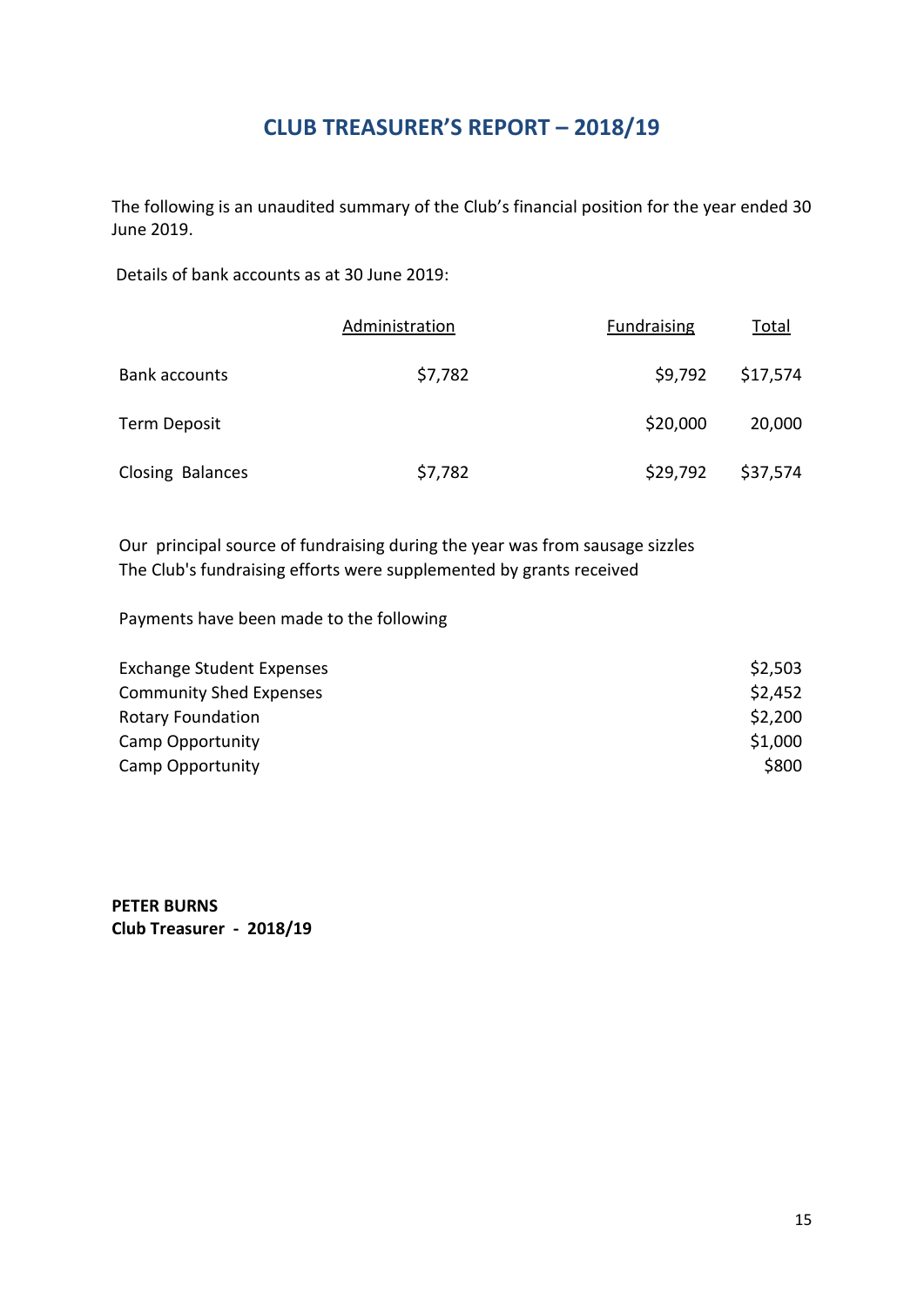# CLUB TREASURER'S REPORT – 2018/19

The following is an unaudited summary of the Club's financial position for the year ended 30 June 2019.

Details of bank accounts as at 30 June 2019:

| | Administration | Fundraising | Total |
|---|---|---|---|
| Bank accounts | $7,782 | $9,792 | $17,574 |
| Term Deposit | | $20,000 | 20,000 |
| Closing Balances | $7,782 | $29,792 | $37,574 |

Our principal source of fundraising during the year was from sausage sizzles
The Club's fundraising efforts were supplemented by grants received

Payments have been made to the following

| | |
|---|---|
| Exchange Student Expenses | $2,503 |
| Community Shed Expenses | $2,452 |
| Rotary Foundation | $2,200 |
| Camp Opportunity | $1,000 |
| Camp Opportunity | $800 |

**PETER BURNS**
**Club Treasurer - 2018/19**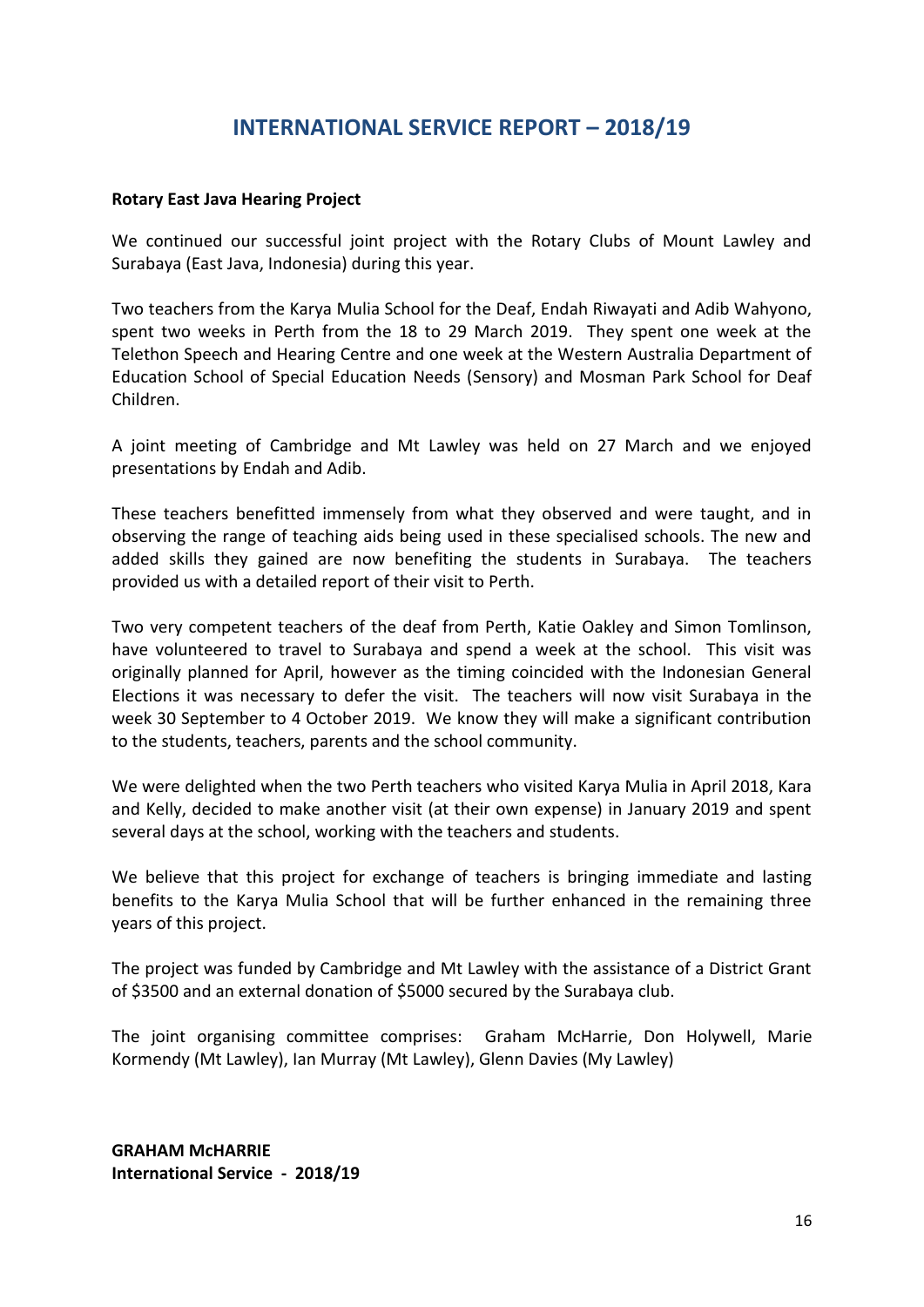# INTERNATIONAL SERVICE REPORT – 2018/19

**Rotary East Java Hearing Project**

We continued our successful joint project with the Rotary Clubs of Mount Lawley and Surabaya (East Java, Indonesia) during this year.

Two teachers from the Karya Mulia School for the Deaf, Endah Riwayati and Adib Wahyono, spent two weeks in Perth from the 18 to 29 March 2019. They spent one week at the Telethon Speech and Hearing Centre and one week at the Western Australia Department of Education School of Special Education Needs (Sensory) and Mosman Park School for Deaf Children.

A joint meeting of Cambridge and Mt Lawley was held on 27 March and we enjoyed presentations by Endah and Adib.

These teachers benefitted immensely from what they observed and were taught, and in observing the range of teaching aids being used in these specialised schools. The new and added skills they gained are now benefiting the students in Surabaya. The teachers provided us with a detailed report of their visit to Perth.

Two very competent teachers of the deaf from Perth, Katie Oakley and Simon Tomlinson, have volunteered to travel to Surabaya and spend a week at the school. This visit was originally planned for April, however as the timing coincided with the Indonesian General Elections it was necessary to defer the visit. The teachers will now visit Surabaya in the week 30 September to 4 October 2019. We know they will make a significant contribution to the students, teachers, parents and the school community.

We were delighted when the two Perth teachers who visited Karya Mulia in April 2018, Kara and Kelly, decided to make another visit (at their own expense) in January 2019 and spent several days at the school, working with the teachers and students.

We believe that this project for exchange of teachers is bringing immediate and lasting benefits to the Karya Mulia School that will be further enhanced in the remaining three years of this project.

The project was funded by Cambridge and Mt Lawley with the assistance of a District Grant of $3500 and an external donation of $5000 secured by the Surabaya club.

The joint organising committee comprises: Graham McHarrie, Don Holywell, Marie Kormendy (Mt Lawley), Ian Murray (Mt Lawley), Glenn Davies (My Lawley)

**GRAHAM McHARRIE**
**International Service - 2018/19**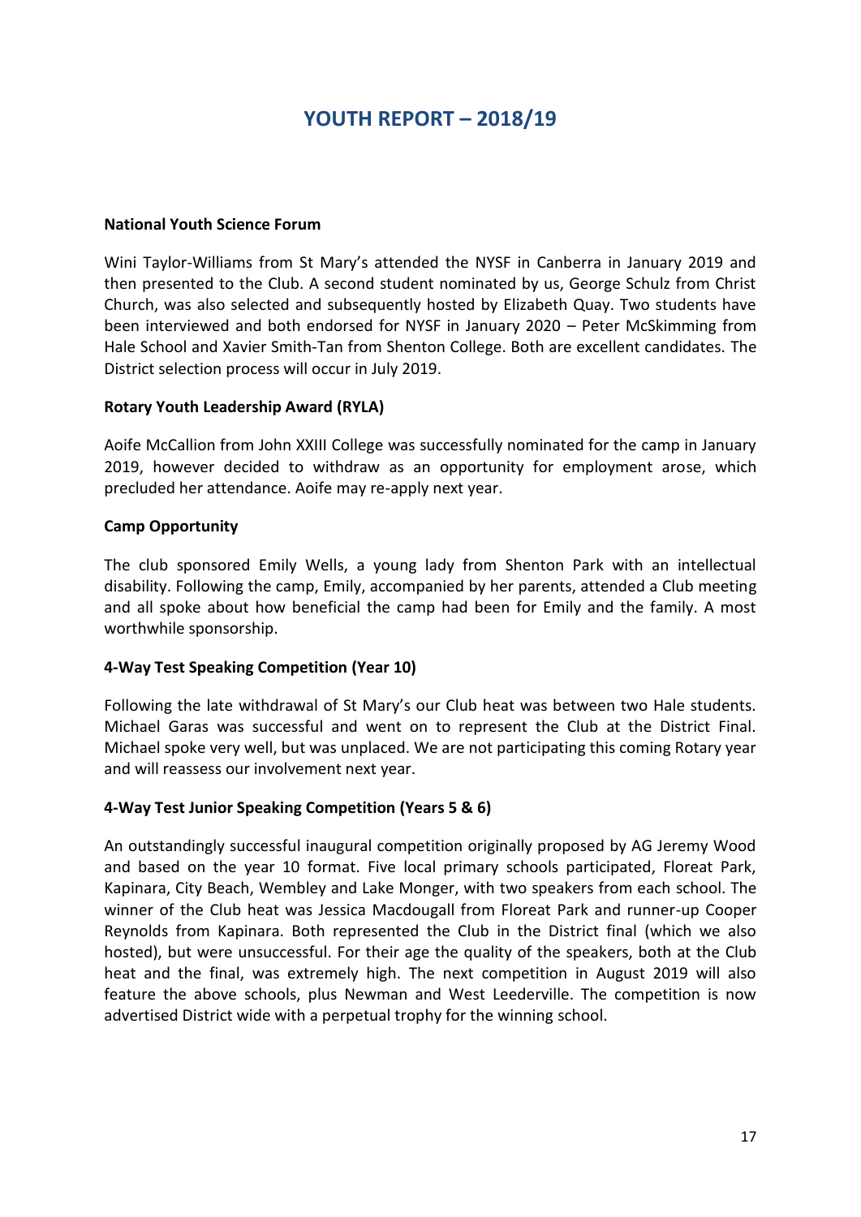# YOUTH REPORT – 2018/19

**National Youth Science Forum**

Wini Taylor-Williams from St Mary's attended the NYSF in Canberra in January 2019 and then presented to the Club. A second student nominated by us, George Schulz from Christ Church, was also selected and subsequently hosted by Elizabeth Quay. Two students have been interviewed and both endorsed for NYSF in January 2020 – Peter McSkimming from Hale School and Xavier Smith-Tan from Shenton College. Both are excellent candidates. The District selection process will occur in July 2019.

**Rotary Youth Leadership Award (RYLA)**

Aoife McCallion from John XXIII College was successfully nominated for the camp in January 2019, however decided to withdraw as an opportunity for employment arose, which precluded her attendance. Aoife may re-apply next year.

**Camp Opportunity**

The club sponsored Emily Wells, a young lady from Shenton Park with an intellectual disability. Following the camp, Emily, accompanied by her parents, attended a Club meeting and all spoke about how beneficial the camp had been for Emily and the family. A most worthwhile sponsorship.

**4-Way Test Speaking Competition (Year 10)**

Following the late withdrawal of St Mary's our Club heat was between two Hale students. Michael Garas was successful and went on to represent the Club at the District Final. Michael spoke very well, but was unplaced. We are not participating this coming Rotary year and will reassess our involvement next year.

**4-Way Test Junior Speaking Competition (Years 5 & 6)**

An outstandingly successful inaugural competition originally proposed by AG Jeremy Wood and based on the year 10 format. Five local primary schools participated, Floreat Park, Kapinara, City Beach, Wembley and Lake Monger, with two speakers from each school. The winner of the Club heat was Jessica Macdougall from Floreat Park and runner-up Cooper Reynolds from Kapinara. Both represented the Club in the District final (which we also hosted), but were unsuccessful. For their age the quality of the speakers, both at the Club heat and the final, was extremely high. The next competition in August 2019 will also feature the above schools, plus Newman and West Leederville. The competition is now advertised District wide with a perpetual trophy for the winning school.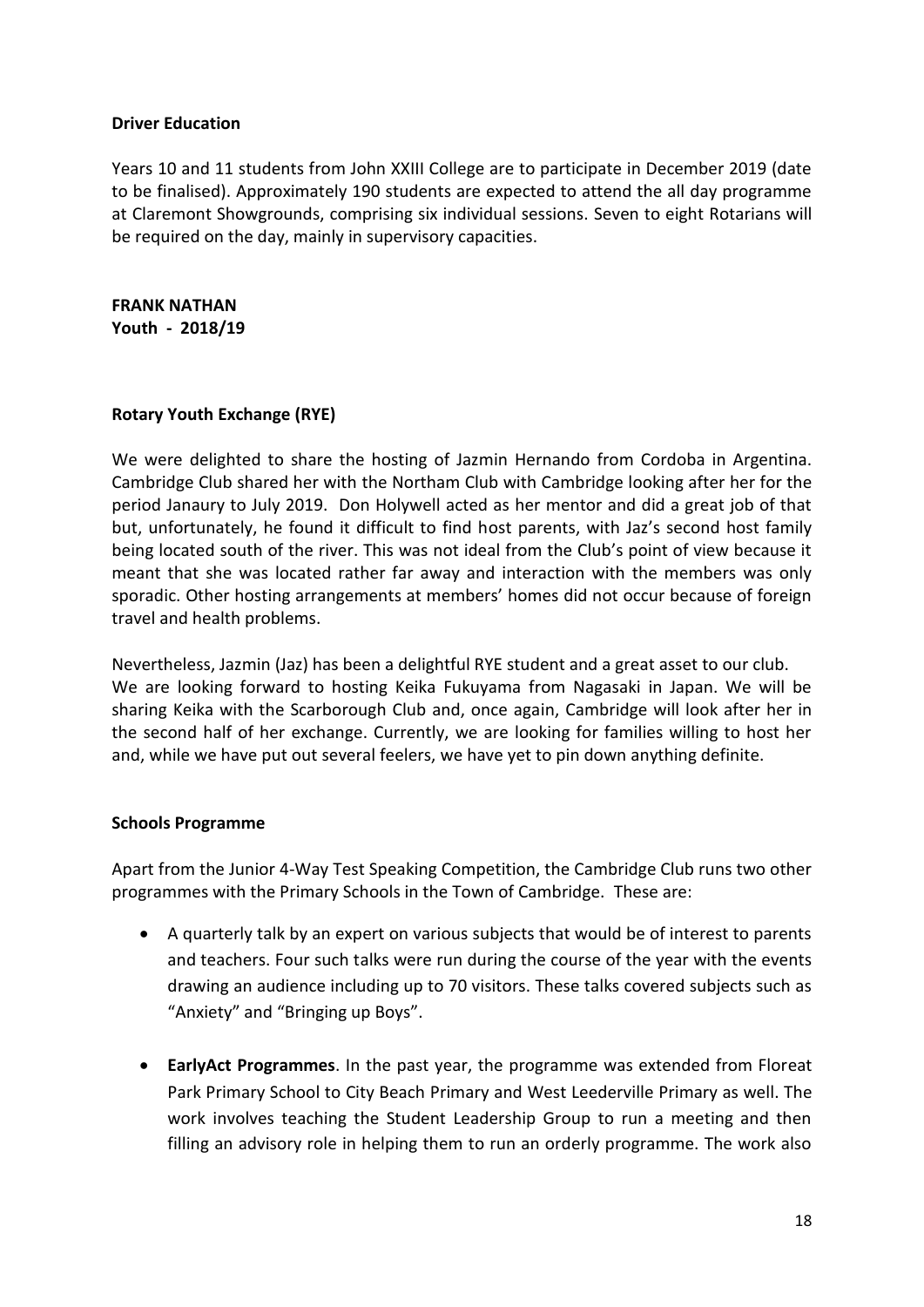**Driver Education**

Years 10 and 11 students from John XXIII College are to participate in December 2019 (date to be finalised). Approximately 190 students are expected to attend the all day programme at Claremont Showgrounds, comprising six individual sessions. Seven to eight Rotarians will be required on the day, mainly in supervisory capacities.

**FRANK NATHAN**
**Youth - 2018/19**

**Rotary Youth Exchange (RYE)**

We were delighted to share the hosting of Jazmin Hernando from Cordoba in Argentina. Cambridge Club shared her with the Northam Club with Cambridge looking after her for the period Janaury to July 2019. Don Holywell acted as her mentor and did a great job of that but, unfortunately, he found it difficult to find host parents, with Jaz's second host family being located south of the river. This was not ideal from the Club's point of view because it meant that she was located rather far away and interaction with the members was only sporadic. Other hosting arrangements at members' homes did not occur because of foreign travel and health problems.

Nevertheless, Jazmin (Jaz) has been a delightful RYE student and a great asset to our club. We are looking forward to hosting Keika Fukuyama from Nagasaki in Japan. We will be sharing Keika with the Scarborough Club and, once again, Cambridge will look after her in the second half of her exchange. Currently, we are looking for families willing to host her and, while we have put out several feelers, we have yet to pin down anything definite.

**Schools Programme**

Apart from the Junior 4-Way Test Speaking Competition, the Cambridge Club runs two other programmes with the Primary Schools in the Town of Cambridge. These are:

- A quarterly talk by an expert on various subjects that would be of interest to parents and teachers. Four such talks were run during the course of the year with the events drawing an audience including up to 70 visitors. These talks covered subjects such as "Anxiety" and "Bringing up Boys".
- **EarlyAct Programmes**. In the past year, the programme was extended from Floreat Park Primary School to City Beach Primary and West Leederville Primary as well. The work involves teaching the Student Leadership Group to run a meeting and then filling an advisory role in helping them to run an orderly programme. The work also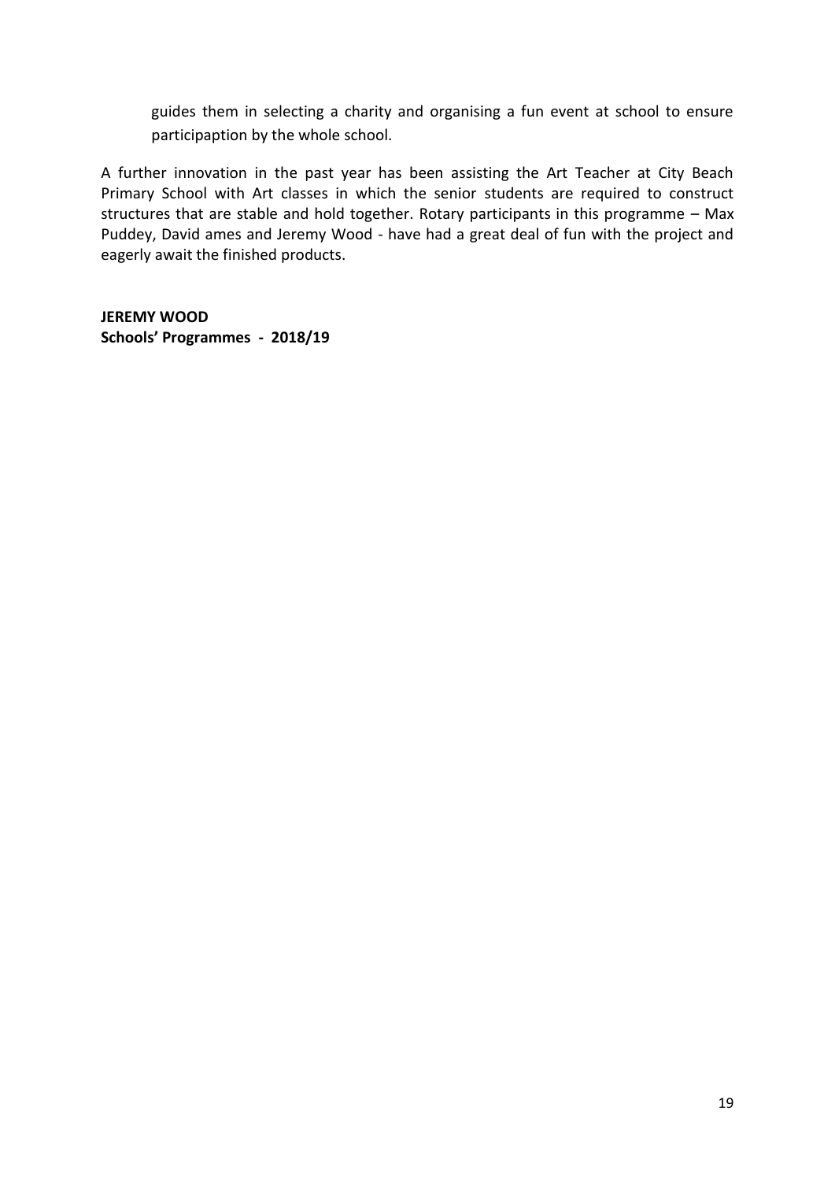guides them in selecting a charity and organising a fun event at school to ensure participaption by the whole school.

A further innovation in the past year has been assisting the Art Teacher at City Beach Primary School with Art classes in which the senior students are required to construct structures that are stable and hold together. Rotary participants in this programme – Max Puddey, David ames and Jeremy Wood - have had a great deal of fun with the project and eagerly await the finished products.

**JEREMY WOOD**
**Schools' Programmes - 2018/19**